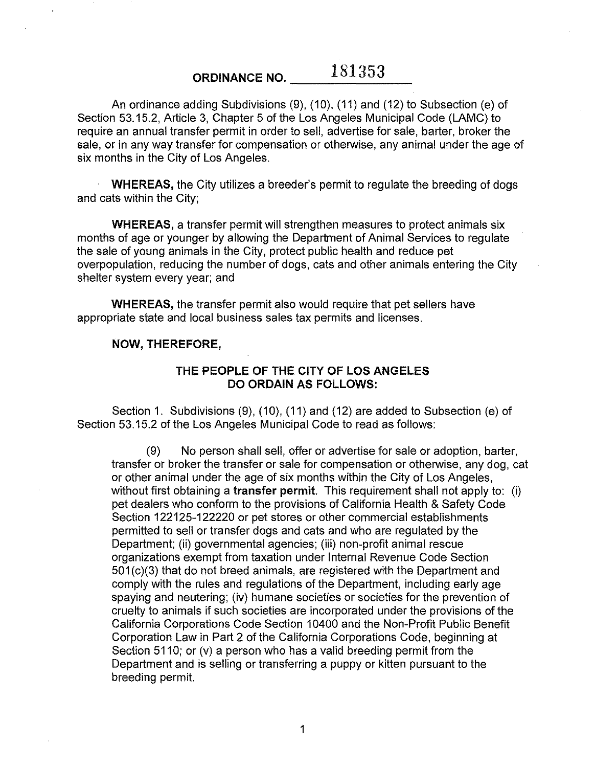# ORDINANCE NO. 181353

An ordinance adding Subdivisions (9), (10), (11) and (12) to Subsection (e) of Section 53.15.2, Article 3, Chapter 5 of the Los Angeles Municipal Code (LAMC) to require an annual transfer permit in order to sell, advertise for sale, barter, broker the sale, or in any way transfer for compensation or otherwise, any animal under the age of six months in the City of Los Angeles.

**WHEREAS,** the City utilizes a breeder's permit to regulate the breeding of dogs and cats within the City;

**WHEREAS,** a transfer permit will strengthen measures to protect animals six months of age or younger by allowing the Department of Animal Services to regulate the sale of young animals in the City, protect public health and reduce pet overpopulation, reducing the number of dogs, cats and other animals entering the City shelter system every year; and

**WHEREAS,** the transfer permit also would require that pet sellers have appropriate state and local business sales tax permits and licenses.

**NOW, THEREFORE,**

**THE PEOPLE OF THE CITY OF LOS ANGELES DO ORDAIN AS FOLLOWS:**

Section 1. Subdivisions (9), (10), (11) and (12) are added to Subsection (e) of Section 53.15.2 of the Los Angeles Municipal Code to read as follows:

(9) No person shall sell, offer or advertise for sale or adoption, barter, transfer or broker the transfer or sale for compensation or otherwise, any dog, cat or other animal under the age of six months within the City of Los Angeles, without first obtaining a **transfer permit**. This requirement shall not apply to: (i) pet dealers who conform to the provisions of California Health & Safety Code Section 122125-122220 or pet stores or other commercial establishments permitted to sell or transfer dogs and cats and who are regulated by the Department; (ii) governmental agencies; (iii) non-profit animal rescue organizations exempt from taxation under Internal Revenue Code Section 501(c)(3) that do not breed animals, are registered with the Department and comply with the rules and regulations of the Department, including early age spaying and neutering; (iv) humane societies or societies for the prevention of cruelty to animals if such societies are incorporated under the provisions of the California Corporations Code Section 10400 and the Non-Profit Public Benefit Corporation Law in Part 2 of the California Corporations Code, beginning at Section 5110; or (v) a person who has a valid breeding permit from the Department and is selling or transferring a puppy or kitten pursuant to the breeding permit.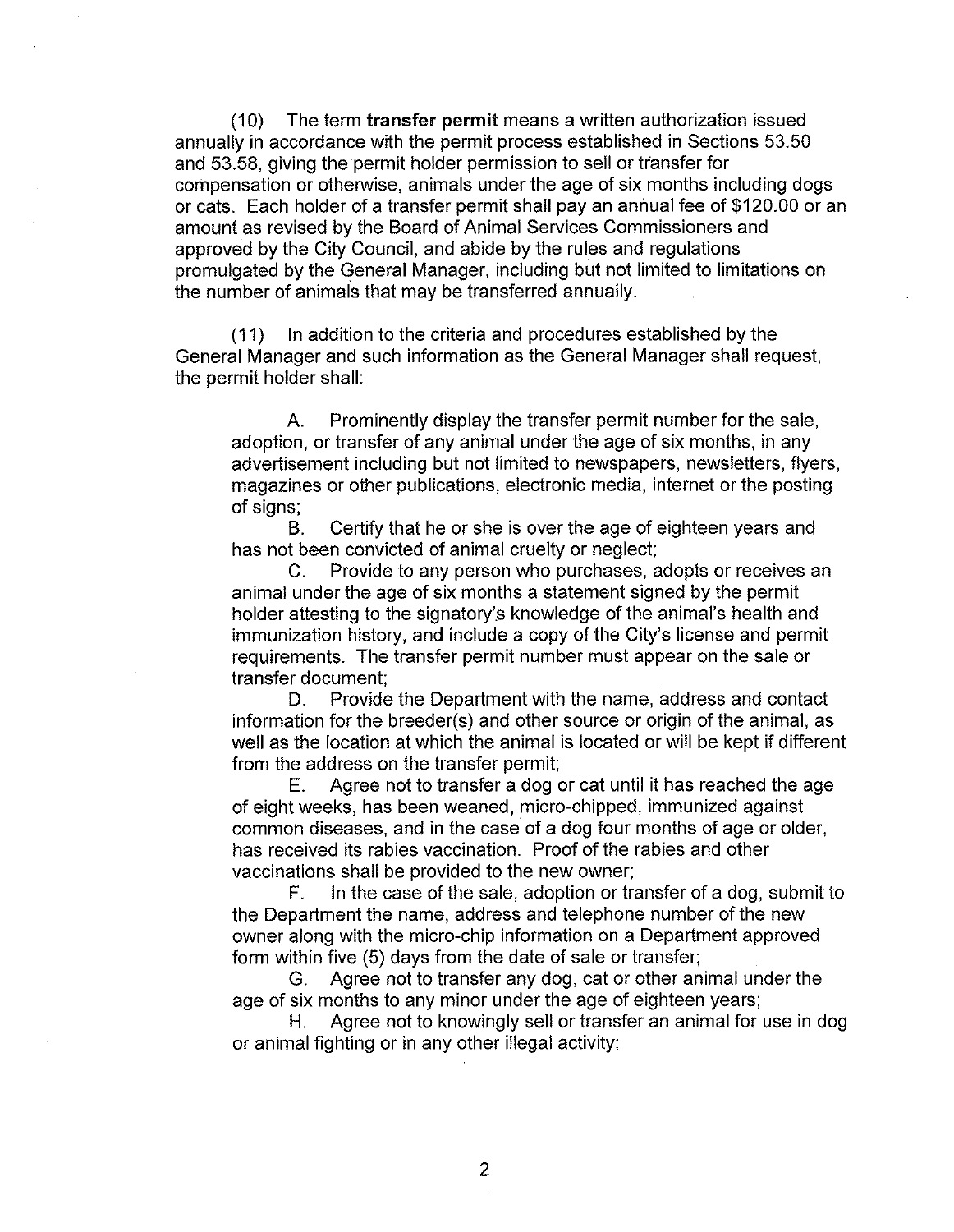(10) The term **transfer permit** means a written authorization issued annually in accordance with the permit process established in Sections 53.50 and 53.58, giving the permit holder permission to sell or transfer for compensation or otherwise, animals under the age of six months including dogs or cats. Each holder of a transfer permit shall pay an annual fee of $120.00 or an amount as revised by the Board of Animal Services Commissioners and approved by the City Council, and abide by the rules and regulations promulgated by the General Manager, including but not limited to limitations on the number of animals that may be transferred annually.

(11) In addition to the criteria and procedures established by the General Manager and such information as the General Manager shall request, the permit holder shall:

A. Prominently display the transfer permit number for the sale, adoption, or transfer of any animal under the age of six months, in any advertisement including but not limited to newspapers, newsletters, flyers, magazines or other publications, electronic media, internet or the posting of signs;

B. Certify that he or she is over the age of eighteen years and has not been convicted of animal cruelty or neglect;

C. Provide to any person who purchases, adopts or receives an animal under the age of six months a statement signed by the permit holder attesting to the signatory's knowledge of the animal's health and immunization history, and include a copy of the City's license and permit requirements. The transfer permit number must appear on the sale or transfer document;

D. Provide the Department with the name, address and contact information for the breeder(s) and other source or origin of the animal, as well as the location at which the animal is located or will be kept if different from the address on the transfer permit;

E. Agree not to transfer a dog or cat until it has reached the age of eight weeks, has been weaned, micro-chipped, immunized against common diseases, and in the case of a dog four months of age or older, has received its rabies vaccination. Proof of the rabies and other vaccinations shall be provided to the new owner;

F. In the case of the sale, adoption or transfer of a dog, submit to the Department the name, address and telephone number of the new owner along with the micro-chip information on a Department approved form within five (5) days from the date of sale or transfer;

G. Agree not to transfer any dog, cat or other animal under the age of six months to any minor under the age of eighteen years;

H. Agree not to knowingly sell or transfer an animal for use in dog or animal fighting or in any other illegal activity;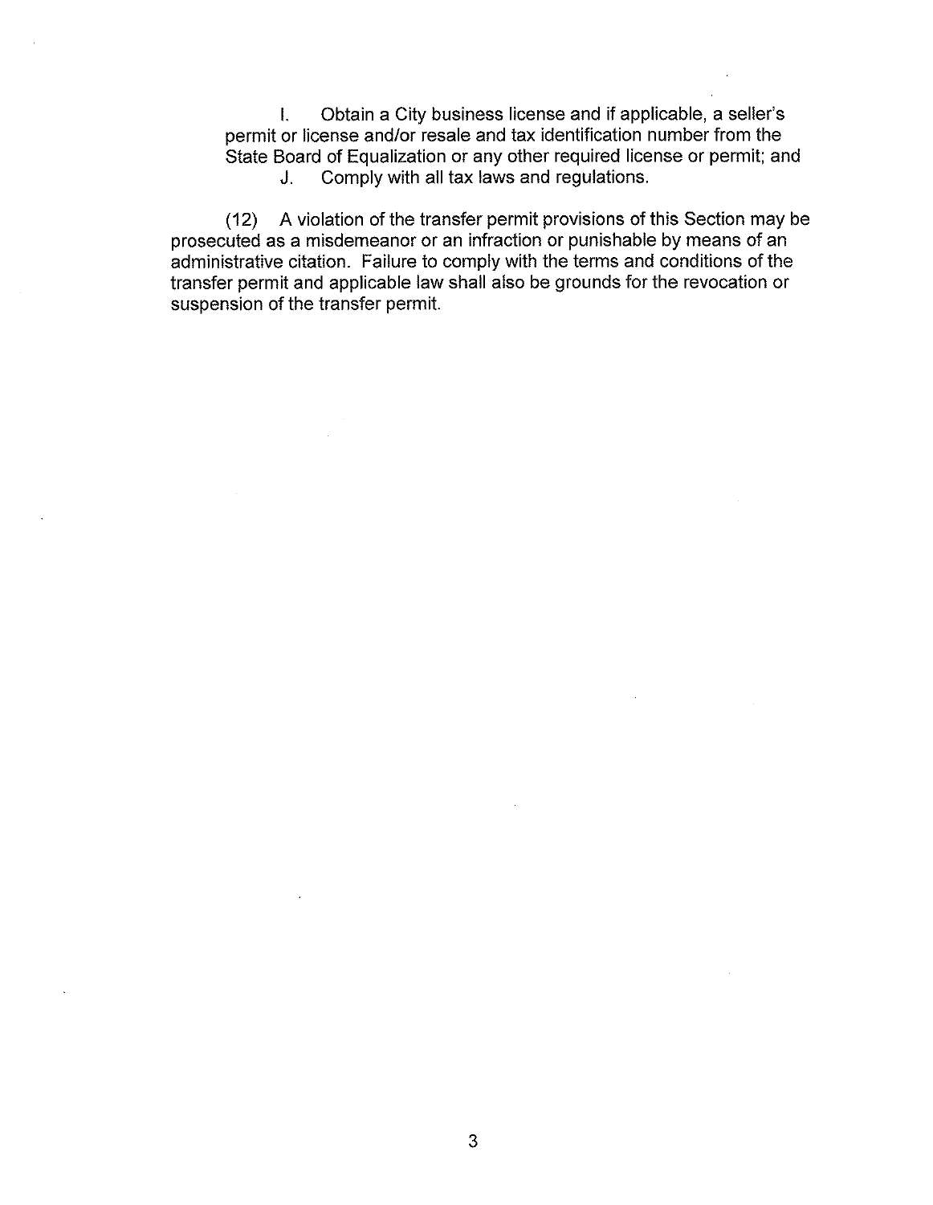I. Obtain a City business license and if applicable, a seller's permit or license and/or resale and tax identification number from the State Board of Equalization or any other required license or permit; and

J. Comply with all tax laws and regulations.

(12) A violation of the transfer permit provisions of this Section may be prosecuted as a misdemeanor or an infraction or punishable by means of an administrative citation. Failure to comply with the terms and conditions of the transfer permit and applicable law shall also be grounds for the revocation or suspension of the transfer permit.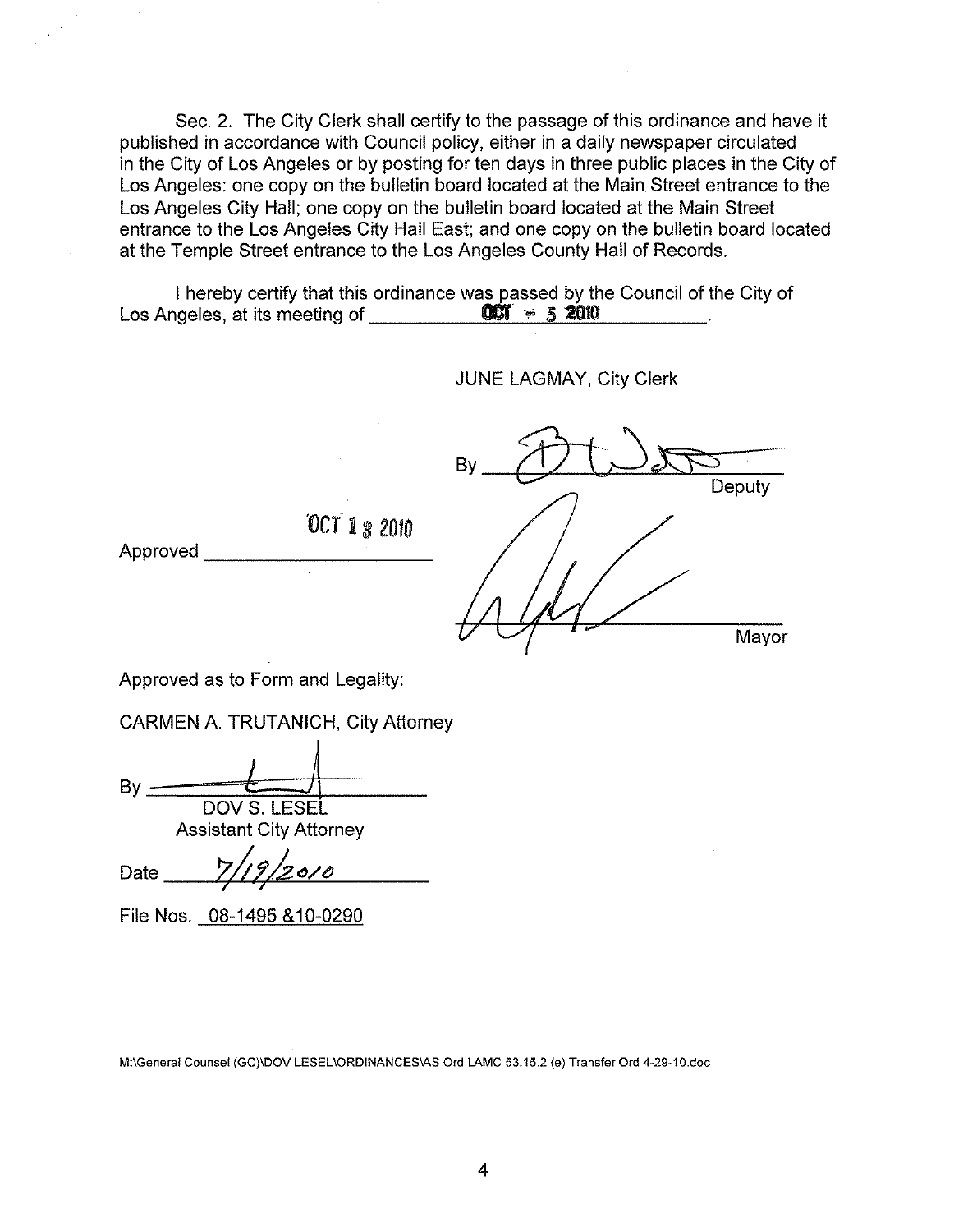Sec. 2. The City Clerk shall certify to the passage of this ordinance and have it published in accordance with Council policy, either in a daily newspaper circulated in the City of Los Angeles or by posting for ten days in three public places in the City of Los Angeles: one copy on the bulletin board located at the Main Street entrance to the Los Angeles City Hall; one copy on the bulletin board located at the Main Street entrance to the Los Angeles City Hall East; and one copy on the bulletin board located at the Temple Street entrance to the Los Angeles County Hall of Records.

I hereby certify that this ordinance was passed by the Council of the City of Los Angeles, at its meeting of OCT - 5 2010.

JUNE LAGMAY, City Clerk

By ______________ Deputy

Approved OCT 13 2010

______________ Mayor

Approved as to Form and Legality:

CARMEN A. TRUTANICH, City Attorney

By ______________
DOV S. LESEL
Assistant City Attorney

Date 7/19/2010

File Nos. 08-1495 &10-0290

M:\General Counsel (GC)\DOV LESEL\ORDINANCES\AS Ord LAMC 53.15.2 (e) Transfer Ord 4-29-10.doc